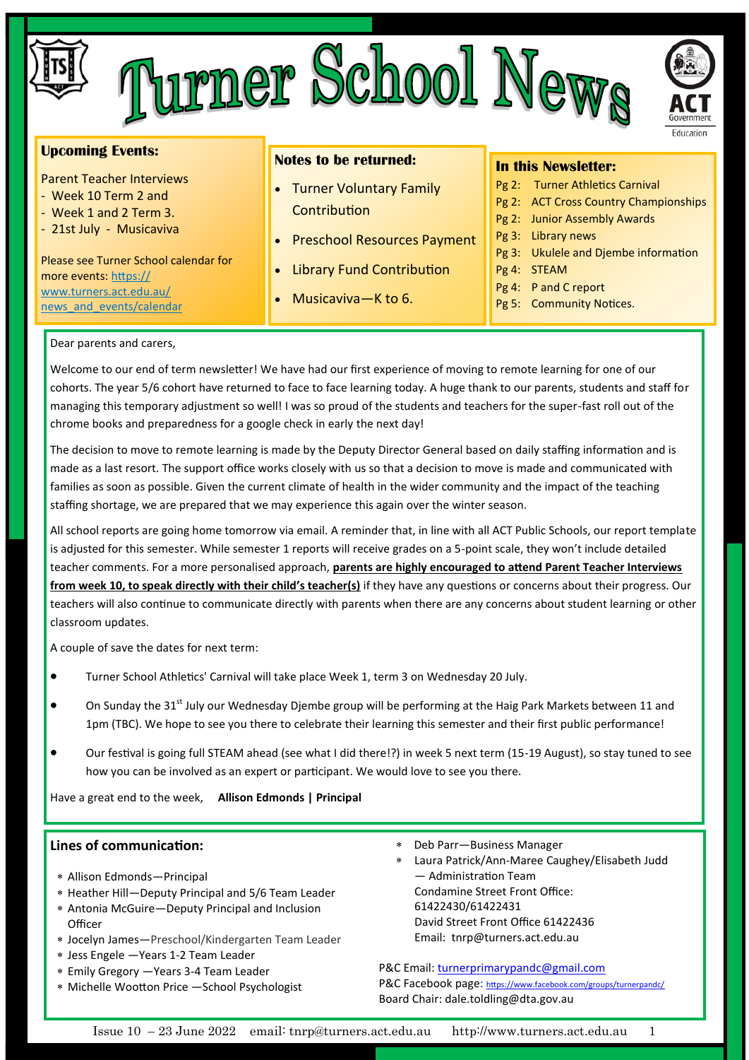# Turner School News

## Upcoming Events:

Parent Teacher Interviews
- Week 10 Term 2 and
- Week 1 and 2 Term 3.
- 21st July - Musicaviva

Please see Turner School calendar for more events: https://www.turners.act.edu.au/news_and_events/calendar

## Notes to be returned:

- Turner Voluntary Family Contribution
- Preschool Resources Payment
- Library Fund Contribution
- Musicaviva—K to 6.

## In this Newsletter:

Pg 2: Turner Athletics Carnival
Pg 2: ACT Cross Country Championships
Pg 2: Junior Assembly Awards
Pg 3: Library news
Pg 3: Ukulele and Djembe information
Pg 4: STEAM
Pg 4: P and C report
Pg 5: Community Notices.

Dear parents and carers,

Welcome to our end of term newsletter! We have had our first experience of moving to remote learning for one of our cohorts. The year 5/6 cohort have returned to face to face learning today. A huge thank to our parents, students and staff for managing this temporary adjustment so well! I was so proud of the students and teachers for the super-fast roll out of the chrome books and preparedness for a google check in early the next day!

The decision to move to remote learning is made by the Deputy Director General based on daily staffing information and is made as a last resort. The support office works closely with us so that a decision to move is made and communicated with families as soon as possible. Given the current climate of health in the wider community and the impact of the teaching staffing shortage, we are prepared that we may experience this again over the winter season.

All school reports are going home tomorrow via email. A reminder that, in line with all ACT Public Schools, our report template is adjusted for this semester. While semester 1 reports will receive grades on a 5-point scale, they won't include detailed teacher comments. For a more personalised approach, **parents are highly encouraged to attend Parent Teacher Interviews from week 10, to speak directly with their child's teacher(s)** if they have any questions or concerns about their progress. Our teachers will also continue to communicate directly with parents when there are any concerns about student learning or other classroom updates.

A couple of save the dates for next term:

- Turner School Athletics' Carnival will take place Week 1, term 3 on Wednesday 20 July.
- On Sunday the 31st July our Wednesday Djembe group will be performing at the Haig Park Markets between 11 and 1pm (TBC). We hope to see you there to celebrate their learning this semester and their first public performance!
- Our festival is going full STEAM ahead (see what I did there!?) in week 5 next term (15-19 August), so stay tuned to see how you can be involved as an expert or participant. We would love to see you there.

Have a great end to the week, **Allison Edmonds | Principal**

## Lines of communication:

- Allison Edmonds—Principal
- Heather Hill—Deputy Principal and 5/6 Team Leader
- Antonia McGuire—Deputy Principal and Inclusion Officer
- Jocelyn James—Preschool/Kindergarten Team Leader
- Jess Engele —Years 1-2 Team Leader
- Emily Gregory —Years 3-4 Team Leader
- Michelle Wootton Price —School Psychologist
- Deb Parr—Business Manager
- Laura Patrick/Ann-Maree Caughey/Elisabeth Judd — Administration Team
  Condamine Street Front Office: 61422430/61422431
  David Street Front Office 61422436
  Email: tnrp@turners.act.edu.au

P&C Email: turnerprimarypandc@gmail.com
P&C Facebook page: https://www.facebook.com/groups/turnerpandc/
Board Chair: dale.toldling@dta.gov.au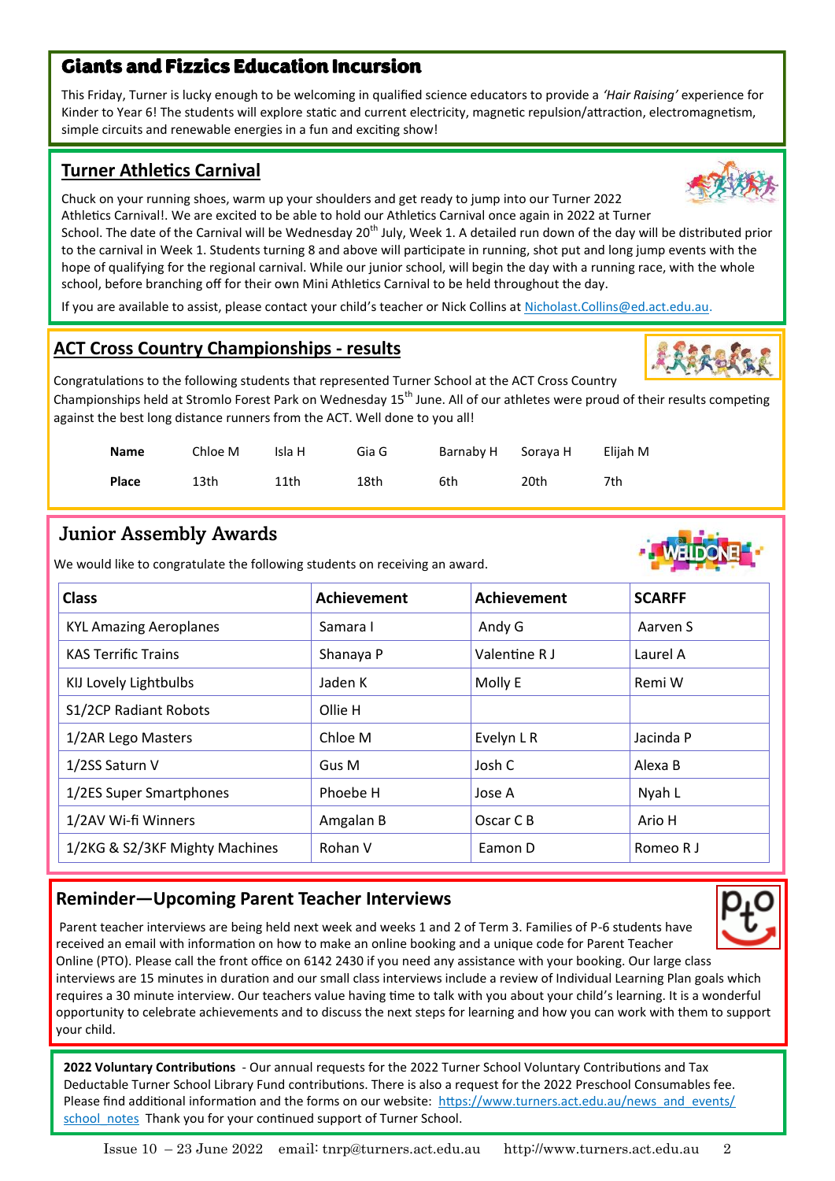## Giants and Fizzics Education Incursion

This Friday, Turner is lucky enough to be welcoming in qualified science educators to provide a *'Hair Raising'* experience for Kinder to Year 6! The students will explore static and current electricity, magnetic repulsion/attraction, electromagnetism, simple circuits and renewable energies in a fun and exciting show!

## Turner Athletics Carnival

Chuck on your running shoes, warm up your shoulders and get ready to jump into our Turner 2022 Athletics Carnival!. We are excited to be able to hold our Athletics Carnival once again in 2022 at Turner School. The date of the Carnival will be Wednesday 20th July, Week 1. A detailed run down of the day will be distributed prior to the carnival in Week 1. Students turning 8 and above will participate in running, shot put and long jump events with the hope of qualifying for the regional carnival. While our junior school, will begin the day with a running race, with the whole school, before branching off for their own Mini Athletics Carnival to be held throughout the day.

If you are available to assist, please contact your child's teacher or Nick Collins at Nicholast.Collins@ed.act.edu.au.

## ACT Cross Country Championships - results

Congratulations to the following students that represented Turner School at the ACT Cross Country Championships held at Stromlo Forest Park on Wednesday 15th June. All of our athletes were proud of their results competing against the best long distance runners from the ACT. Well done to you all!

| **Name** | Chloe M | Isla H | Gia G | Barnaby H | Soraya H | Elijah M |
|---|---|---|---|---|---|---|
| **Place** | 13th | 11th | 18th | 6th | 20th | 7th |

## Junior Assembly Awards

We would like to congratulate the following students on receiving an award.

| Class | Achievement | Achievement | SCARFF |
|---|---|---|---|
| KYL Amazing Aeroplanes | Samara I | Andy G | Aarven S |
| KAS Terrific Trains | Shanaya P | Valentine R J | Laurel A |
| KIJ Lovely Lightbulbs | Jaden K | Molly E | Remi W |
| S1/2CP Radiant Robots | Ollie H | | |
| 1/2AR Lego Masters | Chloe M | Evelyn L R | Jacinda P |
| 1/2SS Saturn V | Gus M | Josh C | Alexa B |
| 1/2ES Super Smartphones | Phoebe H | Jose A | Nyah L |
| 1/2AV Wi-fi Winners | Amgalan B | Oscar C B | Ario H |
| 1/2KG & S2/3KF Mighty Machines | Rohan V | Eamon D | Romeo R J |

## Reminder—Upcoming Parent Teacher Interviews

Parent teacher interviews are being held next week and weeks 1 and 2 of Term 3. Families of P-6 students have received an email with information on how to make an online booking and a unique code for Parent Teacher Online (PTO). Please call the front office on 6142 2430 if you need any assistance with your booking. Our large class interviews are 15 minutes in duration and our small class interviews include a review of Individual Learning Plan goals which requires a 30 minute interview. Our teachers value having time to talk with you about your child's learning. It is a wonderful opportunity to celebrate achievements and to discuss the next steps for learning and how you can work with them to support your child.

**2022 Voluntary Contributions** - Our annual requests for the 2022 Turner School Voluntary Contributions and Tax Deductable Turner School Library Fund contributions. There is also a request for the 2022 Preschool Consumables fee. Please find additional information and the forms on our website: https://www.turners.act.edu.au/news_and_events/school_notes Thank you for your continued support of Turner School.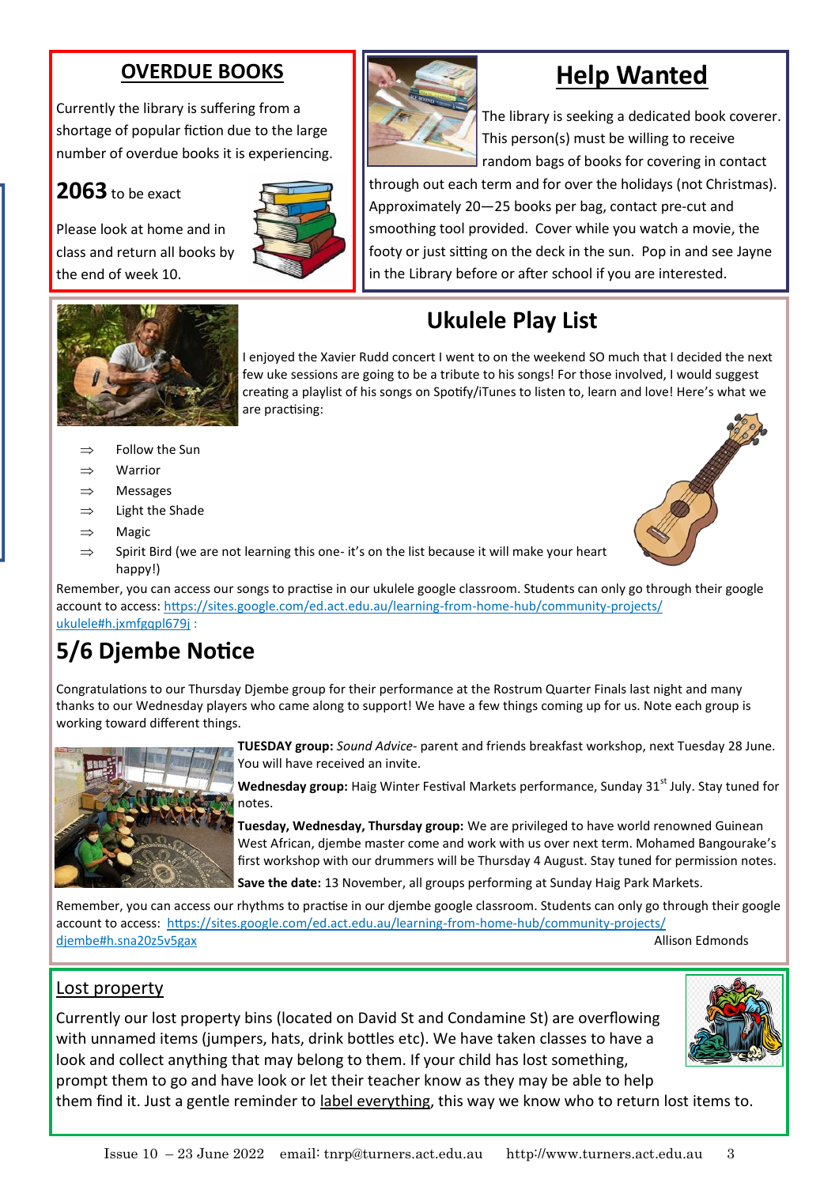## OVERDUE BOOKS

Currently the library is suffering from a shortage of popular fiction due to the large number of overdue books it is experiencing.

**2063** to be exact

Please look at home and in class and return all books by the end of week 10.

## Help Wanted

The library is seeking a dedicated book coverer. This person(s) must be willing to receive random bags of books for covering in contact through out each term and for over the holidays (not Christmas). Approximately 20—25 books per bag, contact pre-cut and smoothing tool provided. Cover while you watch a movie, the footy or just sitting on the deck in the sun. Pop in and see Jayne in the Library before or after school if you are interested.

## Ukulele Play List

I enjoyed the Xavier Rudd concert I went to on the weekend SO much that I decided the next few uke sessions are going to be a tribute to his songs! For those involved, I would suggest creating a playlist of his songs on Spotify/iTunes to listen to, learn and love! Here's what we are practising:

- ⇒ Follow the Sun
- ⇒ Warrior
- ⇒ Messages
- ⇒ Light the Shade
- ⇒ Magic
- ⇒ Spirit Bird (we are not learning this one- it's on the list because it will make your heart happy!)

Remember, you can access our songs to practise in our ukulele google classroom. Students can only go through their google account to access: https://sites.google.com/ed.act.edu.au/learning-from-home-hub/community-projects/ukulele#h.jxmfgqpl679j :

## 5/6 Djembe Notice

Congratulations to our Thursday Djembe group for their performance at the Rostrum Quarter Finals last night and many thanks to our Wednesday players who came along to support! We have a few things coming up for us. Note each group is working toward different things.

**TUESDAY group:** *Sound Advice*- parent and friends breakfast workshop, next Tuesday 28 June. You will have received an invite.

**Wednesday group:** Haig Winter Festival Markets performance, Sunday 31st July. Stay tuned for notes.

**Tuesday, Wednesday, Thursday group:** We are privileged to have world renowned Guinean West African, djembe master come and work with us over next term. Mohamed Bangourake's first workshop with our drummers will be Thursday 4 August. Stay tuned for permission notes.

**Save the date:** 13 November, all groups performing at Sunday Haig Park Markets.

Remember, you can access our rhythms to practise in our djembe google classroom. Students can only go through their google account to access: https://sites.google.com/ed.act.edu.au/learning-from-home-hub/community-projects/djembe#h.sna20z5v5gax

Allison Edmonds

## Lost property

Currently our lost property bins (located on David St and Condamine St) are overflowing with unnamed items (jumpers, hats, drink bottles etc). We have taken classes to have a look and collect anything that may belong to them. If your child has lost something, prompt them to go and have look or let their teacher know as they may be able to help them find it. Just a gentle reminder to label everything, this way we know who to return lost items to.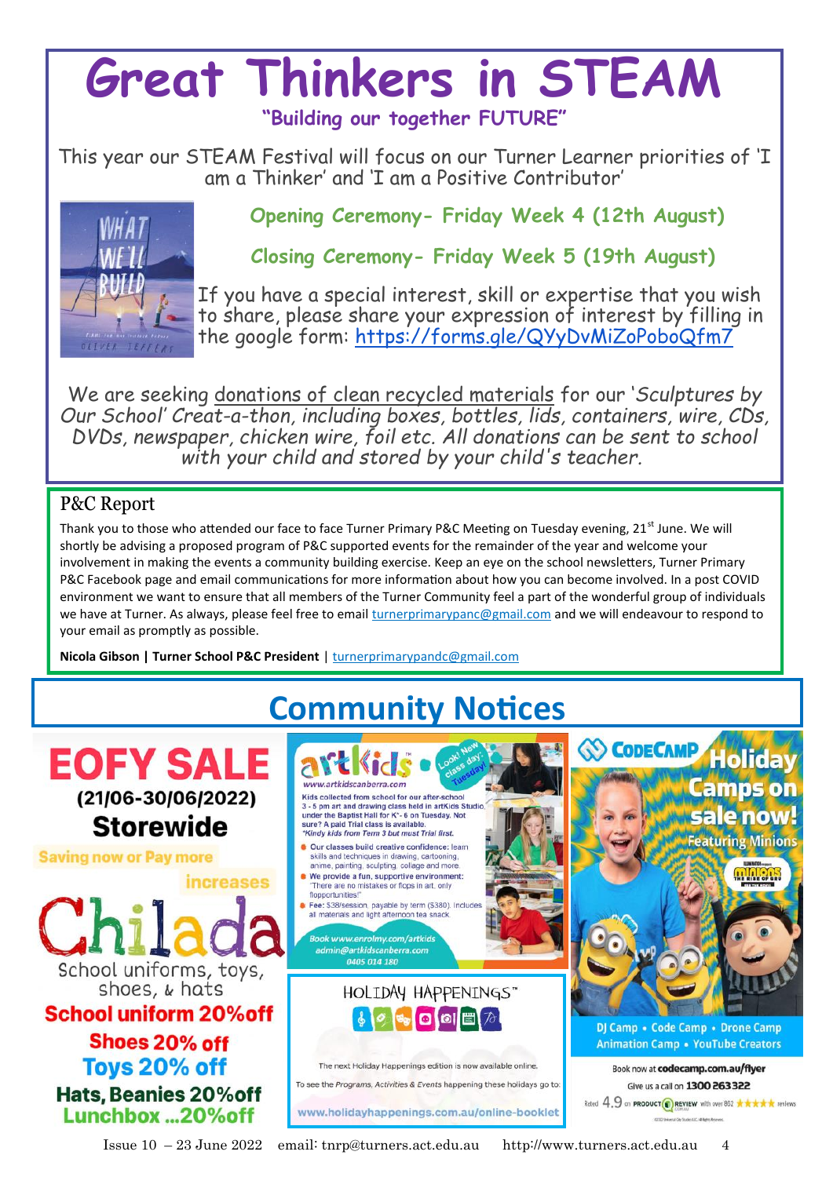# Great Thinkers in STEAM

**"Building our together FUTURE"**

This year our STEAM Festival will focus on our Turner Learner priorities of 'I am a Thinker' and 'I am a Positive Contributor'

**Opening Ceremony- Friday Week 4 (12th August)**

**Closing Ceremony- Friday Week 5 (19th August)**

If you have a special interest, skill or expertise that you wish to share, please share your expression of interest by filling in the google form: https://forms.gle/QYyDvMiZoPoboQfm7

We are seeking donations of clean recycled materials for our '*Sculptures by Our School' Creat-a-thon, including boxes, bottles, lids, containers, wire, CDs, DVDs, newspaper, chicken wire, foil etc. All donations can be sent to school with your child and stored by your child's teacher.*

## P&C Report

Thank you to those who attended our face to face Turner Primary P&C Meeting on Tuesday evening, 21st June. We will shortly be advising a proposed program of P&C supported events for the remainder of the year and welcome your involvement in making the events a community building exercise. Keep an eye on the school newsletters, Turner Primary P&C Facebook page and email communications for more information about how you can become involved. In a post COVID environment we want to ensure that all members of the Turner Community feel a part of the wonderful group of individuals we have at Turner. As always, please feel free to email turnerprimarypanc@gmail.com and we will endeavour to respond to your email as promptly as possible.

**Nicola Gibson | Turner School P&C President** | turnerprimarypandc@gmail.com

# Community Notices

**EOFY SALE**
**(21/06-30/06/2022)**
**Storewide**

Saving now or Pay more increases

**Chilada**
School uniforms, toys, shoes, & hats

**School uniform 20%off**
**Shoes 20% off**
**Toys 20% off**
**Hats, Beanies 20%off**
**Lunchbox ...20%off**

**artKids** — Look! New class day: Tuesday!

www.artkidscanberra.com

Kids collected from school for our after-school 3 - 5 pm art and drawing class held in artKids Studio, under the Baptist Hall for K\*- 6 on Tuesday. Not sure? A paid Trial class is available.
\*Kindy kids from Term 3 but must Trial first.

- Our classes build creative confidence: learn skills and techniques in drawing, cartooning, anime, painting, sculpting, collage and more.
- We provide a fun, supportive environment: "There are no mistakes or flops in art, only flopportunities!"
- Fee: $38/session, payable by term ($380). Includes all materials and light afternoon tea snack.

Book www.enrolmy.com/artkids
admin@artkidscanberra.com
0405 014 180

**HOLIDAY HAPPENINGS™**

The next Holiday Happenings edition is now available online.

To see the *Programs, Activities & Events* happening these holidays go to:

www.holidayhappenings.com.au/online-booklet

**CODECAMP** — **Holiday Camps on sale now!**

Featuring Minions

DJ Camp • Code Camp • Drone Camp
Animation Camp • YouTube Creators

Book now at **codecamp.com.au/flyer**

Give us a call on **1300 263 322**

Rated 4.9 on PRODUCT REVIEW with over 802 reviews